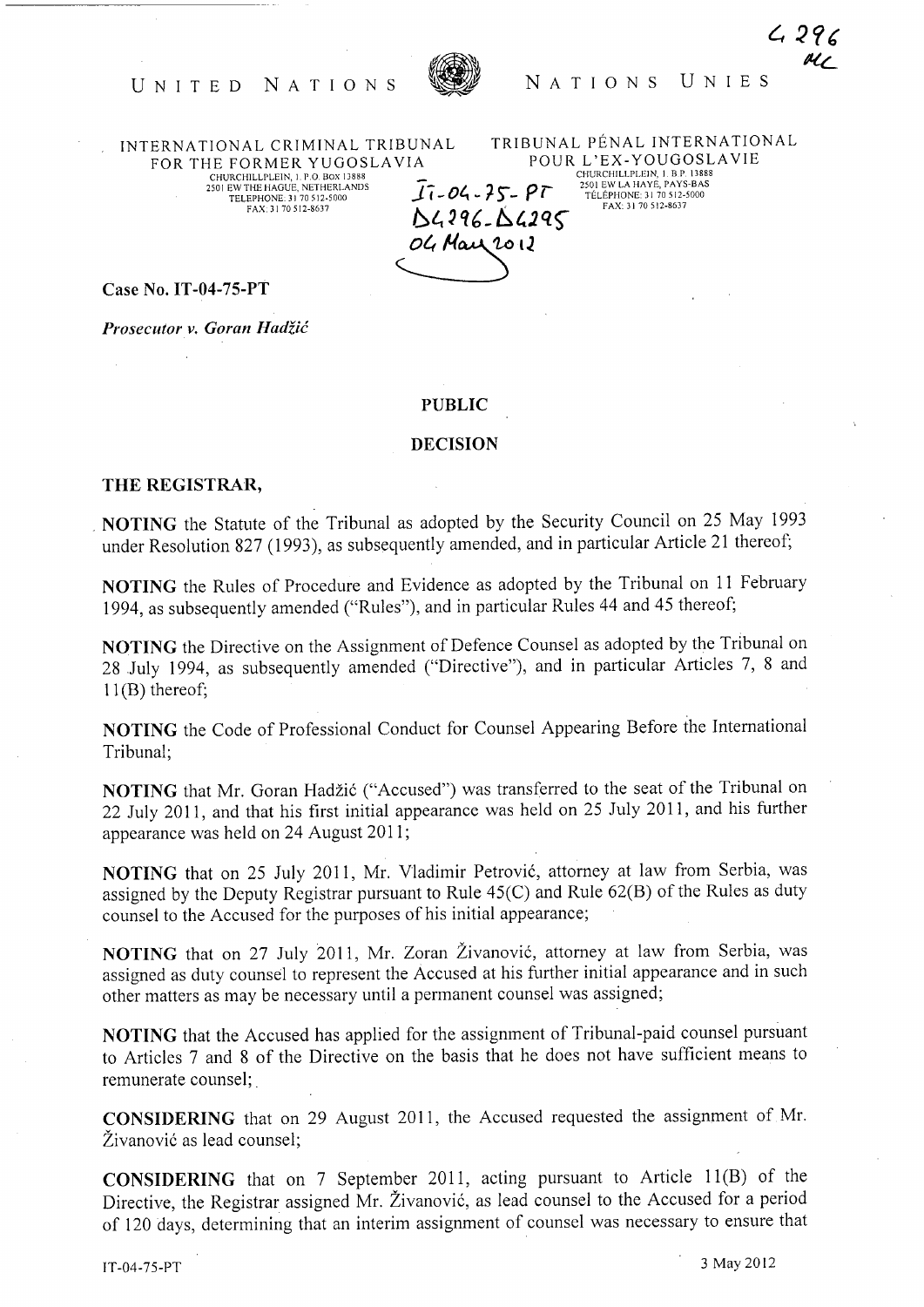UNITED NATIONS — NATIONS UNIES

INTERNATIONAL CRIMINAL TRIBUNAL FOR THE FORMER YUGOSLAVIA
CHURCHILLPLEIN, 1. P.O. BOX 13888
2501 EW THE HAGUE, NETHERLANDS
TELEPHONE: 31 70 512-5000
FAX: 31 70 512-8637

TRIBUNAL PÉNAL INTERNATIONAL POUR L'EX-YOUGOSLAVIE
CHURCHILLPLEIN, 1. B.P. 13888
2501 EW LA HAYE, PAYS-BAS
TÉLÉPHONE: 31 70 512-5000
FAX: 31 70 512-8637

IT-04-75-PT
D4296-D4295
04 May 2012

**Case No. IT-04-75-PT**

***Prosecutor v. Goran Hadžić***

**PUBLIC**

**DECISION**

**THE REGISTRAR,**

**NOTING** the Statute of the Tribunal as adopted by the Security Council on 25 May 1993 under Resolution 827 (1993), as subsequently amended, and in particular Article 21 thereof;

**NOTING** the Rules of Procedure and Evidence as adopted by the Tribunal on 11 February 1994, as subsequently amended ("Rules"), and in particular Rules 44 and 45 thereof;

**NOTING** the Directive on the Assignment of Defence Counsel as adopted by the Tribunal on 28 July 1994, as subsequently amended ("Directive"), and in particular Articles 7, 8 and 11(B) thereof;

**NOTING** the Code of Professional Conduct for Counsel Appearing Before the International Tribunal;

**NOTING** that Mr. Goran Hadžić ("Accused") was transferred to the seat of the Tribunal on 22 July 2011, and that his first initial appearance was held on 25 July 2011, and his further appearance was held on 24 August 2011;

**NOTING** that on 25 July 2011, Mr. Vladimir Petrović, attorney at law from Serbia, was assigned by the Deputy Registrar pursuant to Rule 45(C) and Rule 62(B) of the Rules as duty counsel to the Accused for the purposes of his initial appearance;

**NOTING** that on 27 July 2011, Mr. Zoran Živanović, attorney at law from Serbia, was assigned as duty counsel to represent the Accused at his further initial appearance and in such other matters as may be necessary until a permanent counsel was assigned;

**NOTING** that the Accused has applied for the assignment of Tribunal-paid counsel pursuant to Articles 7 and 8 of the Directive on the basis that he does not have sufficient means to remunerate counsel;

**CONSIDERING** that on 29 August 2011, the Accused requested the assignment of Mr. Živanović as lead counsel;

**CONSIDERING** that on 7 September 2011, acting pursuant to Article 11(B) of the Directive, the Registrar assigned Mr. Živanović, as lead counsel to the Accused for a period of 120 days, determining that an interim assignment of counsel was necessary to ensure that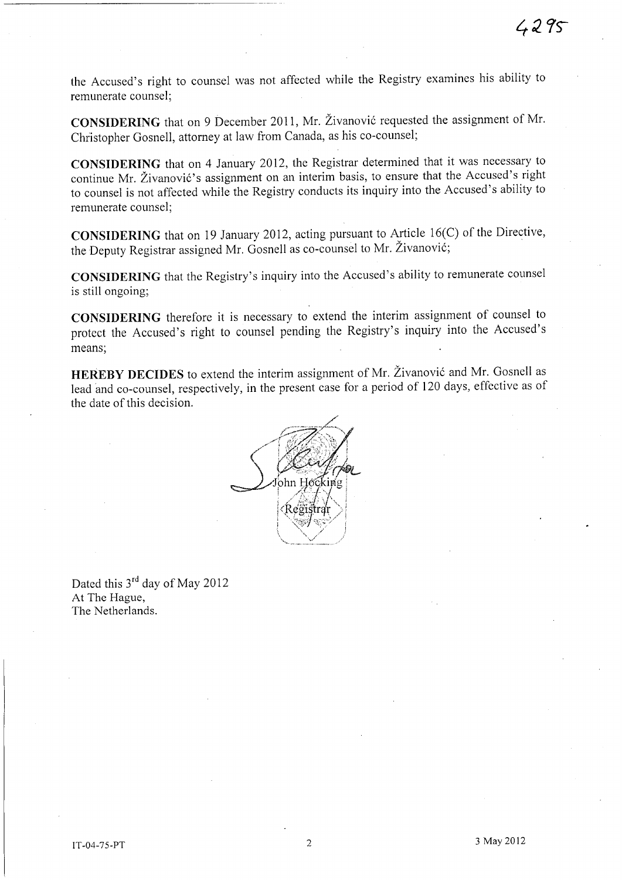the Accused's right to counsel was not affected while the Registry examines his ability to remunerate counsel;

**CONSIDERING** that on 9 December 2011, Mr. Živanović requested the assignment of Mr. Christopher Gosnell, attorney at law from Canada, as his co-counsel;

**CONSIDERING** that on 4 January 2012, the Registrar determined that it was necessary to continue Mr. Živanović's assignment on an interim basis, to ensure that the Accused's right to counsel is not affected while the Registry conducts its inquiry into the Accused's ability to remunerate counsel;

**CONSIDERING** that on 19 January 2012, acting pursuant to Article 16(C) of the Directive, the Deputy Registrar assigned Mr. Gosnell as co-counsel to Mr. Živanović;

**CONSIDERING** that the Registry's inquiry into the Accused's ability to remunerate counsel is still ongoing;

**CONSIDERING** therefore it is necessary to extend the interim assignment of counsel to protect the Accused's right to counsel pending the Registry's inquiry into the Accused's means;

**HEREBY DECIDES** to extend the interim assignment of Mr. Živanović and Mr. Gosnell as lead and co-counsel, respectively, in the present case for a period of 120 days, effective as of the date of this decision.

John Hocking
Registrar

Dated this 3rd day of May 2012
At The Hague,
The Netherlands.